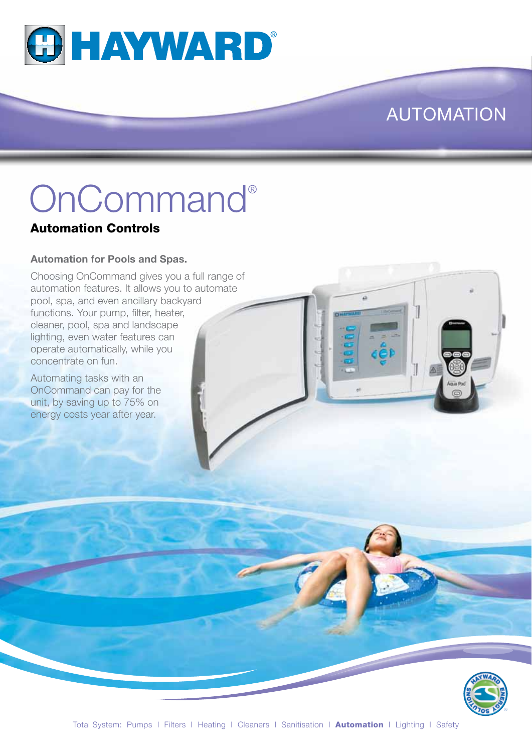HAYWARD®

AUTOMATION

# OnCommand®

## Automation Controls

**Automation for Pools and Spas.**

Choosing OnCommand gives you a full range of automation features. It allows you to automate pool, spa, and even ancillary backyard functions. Your pump, filter, heater, cleaner, pool, spa and landscape lighting, even water features can operate automatically, while you concentrate on fun.

Automating tasks with an OnCommand can pay for the unit, by saving up to 75% on energy costs year after year.

Total System: Pumps | Filters | Heating | Cleaners | Sanitisation | **Automation** | Lighting | Safety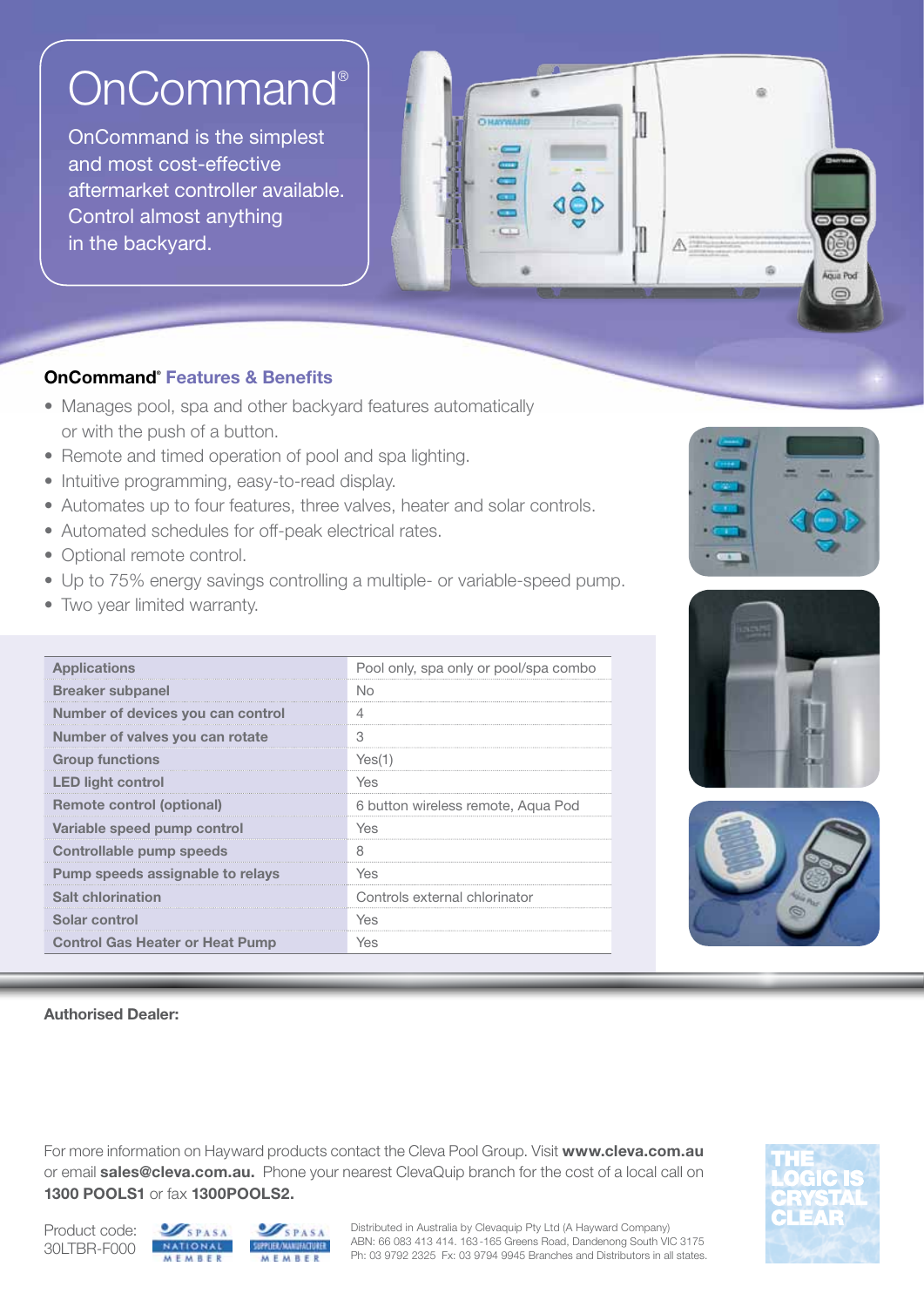# OnCommand®

OnCommand is the simplest and most cost-effective aftermarket controller available. Control almost anything in the backyard.

## OnCommand® Features & Benefits

- Manages pool, spa and other backyard features automatically or with the push of a button.
- Remote and timed operation of pool and spa lighting.
- Intuitive programming, easy-to-read display.
- Automates up to four features, three valves, heater and solar controls.
- Automated schedules for off-peak electrical rates.
- Optional remote control.
- Up to 75% energy savings controlling a multiple- or variable-speed pump.
- Two year limited warranty.

| | |
|---|---|
| **Applications** | Pool only, spa only or pool/spa combo |
| **Breaker subpanel** | No |
| **Number of devices you can control** | 4 |
| **Number of valves you can rotate** | 3 |
| **Group functions** | Yes(1) |
| **LED light control** | Yes |
| **Remote control (optional)** | 6 button wireless remote, Aqua Pod |
| **Variable speed pump control** | Yes |
| **Controllable pump speeds** | 8 |
| **Pump speeds assignable to relays** | Yes |
| **Salt chlorination** | Controls external chlorinator |
| **Solar control** | Yes |
| **Control Gas Heater or Heat Pump** | Yes |

**Authorised Dealer:**

For more information on Hayward products contact the Cleva Pool Group. Visit **www.cleva.com.au** or email **sales@cleva.com.au.** Phone your nearest ClevaQuip branch for the cost of a local call on **1300 POOLS1** or fax **1300POOLS2.**

Product code: 30LTBR-F000

SPASA NATIONAL MEMBER

SPASA SUPPLIER/MANUFACTURER MEMBER

Distributed in Australia by Clevaquip Pty Ltd (A Hayward Company)
ABN: 66 083 413 414. 163-165 Greens Road, Dandenong South VIC 3175
Ph: 03 9792 2325 Fx: 03 9794 9945 Branches and Distributors in all states.

THE LOGIC IS CRYSTAL CLEAR